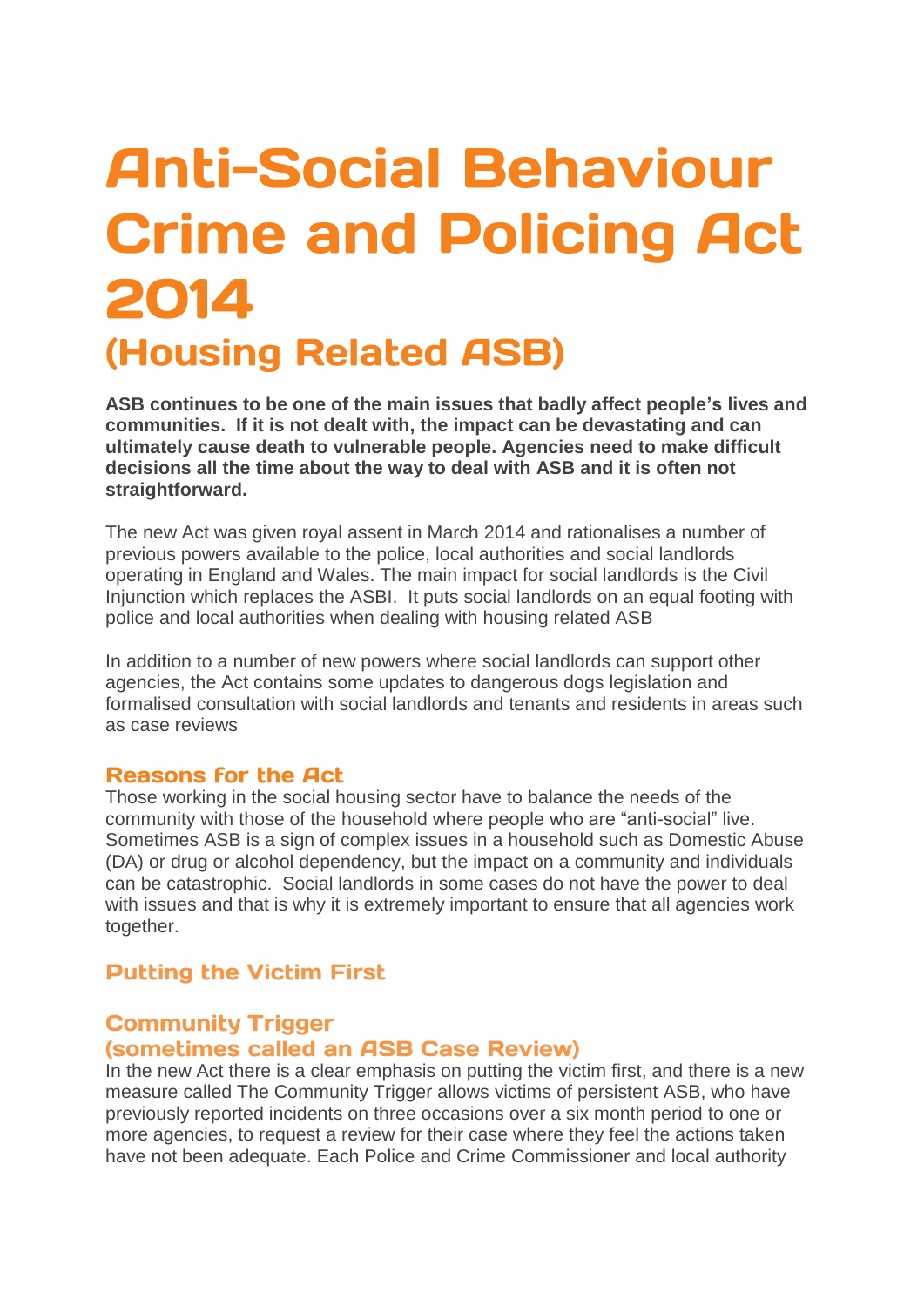# Anti-Social Behaviour Crime and Policing Act 2014

## (Housing Related ASB)

**ASB continues to be one of the main issues that badly affect people's lives and communities. If it is not dealt with, the impact can be devastating and can ultimately cause death to vulnerable people. Agencies need to make difficult decisions all the time about the way to deal with ASB and it is often not straightforward.**

The new Act was given royal assent in March 2014 and rationalises a number of previous powers available to the police, local authorities and social landlords operating in England and Wales. The main impact for social landlords is the Civil Injunction which replaces the ASBI. It puts social landlords on an equal footing with police and local authorities when dealing with housing related ASB

In addition to a number of new powers where social landlords can support other agencies, the Act contains some updates to dangerous dogs legislation and formalised consultation with social landlords and tenants and residents in areas such as case reviews

### Reasons for the Act

Those working in the social housing sector have to balance the needs of the community with those of the household where people who are "anti-social" live. Sometimes ASB is a sign of complex issues in a household such as Domestic Abuse (DA) or drug or alcohol dependency, but the impact on a community and individuals can be catastrophic. Social landlords in some cases do not have the power to deal with issues and that is why it is extremely important to ensure that all agencies work together.

### Putting the Victim First

### Community Trigger (sometimes called an ASB Case Review)

In the new Act there is a clear emphasis on putting the victim first, and there is a new measure called The Community Trigger allows victims of persistent ASB, who have previously reported incidents on three occasions over a six month period to one or more agencies, to request a review for their case where they feel the actions taken have not been adequate. Each Police and Crime Commissioner and local authority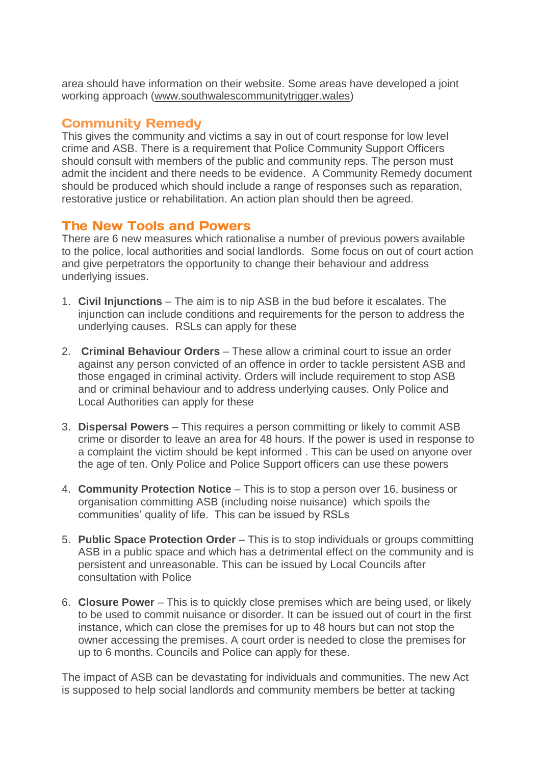area should have information on their website. Some areas have developed a joint working approach (www.southwalescommunitytrigger.wales)

## Community Remedy

This gives the community and victims a say in out of court response for low level crime and ASB. There is a requirement that Police Community Support Officers should consult with members of the public and community reps. The person must admit the incident and there needs to be evidence.  A Community Remedy document should be produced which should include a range of responses such as reparation, restorative justice or rehabilitation. An action plan should then be agreed.

## The New Tools and Powers

There are 6 new measures which rationalise a number of previous powers available to the police, local authorities and social landlords.  Some focus on out of court action and give perpetrators the opportunity to change their behaviour and address underlying issues.

1. **Civil Injunctions** – The aim is to nip ASB in the bud before it escalates. The injunction can include conditions and requirements for the person to address the underlying causes.  RSLs can apply for these

2. **Criminal Behaviour Orders** – These allow a criminal court to issue an order against any person convicted of an offence in order to tackle persistent ASB and those engaged in criminal activity. Orders will include requirement to stop ASB and or criminal behaviour and to address underlying causes. Only Police and Local Authorities can apply for these

3. **Dispersal Powers** – This requires a person committing or likely to commit ASB crime or disorder to leave an area for 48 hours. If the power is used in response to a complaint the victim should be kept informed . This can be used on anyone over the age of ten. Only Police and Police Support officers can use these powers

4. **Community Protection Notice** – This is to stop a person over 16, business or organisation committing ASB (including noise nuisance)  which spoils the communities' quality of life.  This can be issued by RSLs

5. **Public Space Protection Order** – This is to stop individuals or groups committing ASB in a public space and which has a detrimental effect on the community and is persistent and unreasonable. This can be issued by Local Councils after consultation with Police

6. **Closure Power** – This is to quickly close premises which are being used, or likely to be used to commit nuisance or disorder. It can be issued out of court in the first instance, which can close the premises for up to 48 hours but can not stop the owner accessing the premises. A court order is needed to close the premises for up to 6 months. Councils and Police can apply for these.

The impact of ASB can be devastating for individuals and communities. The new Act is supposed to help social landlords and community members be better at tacking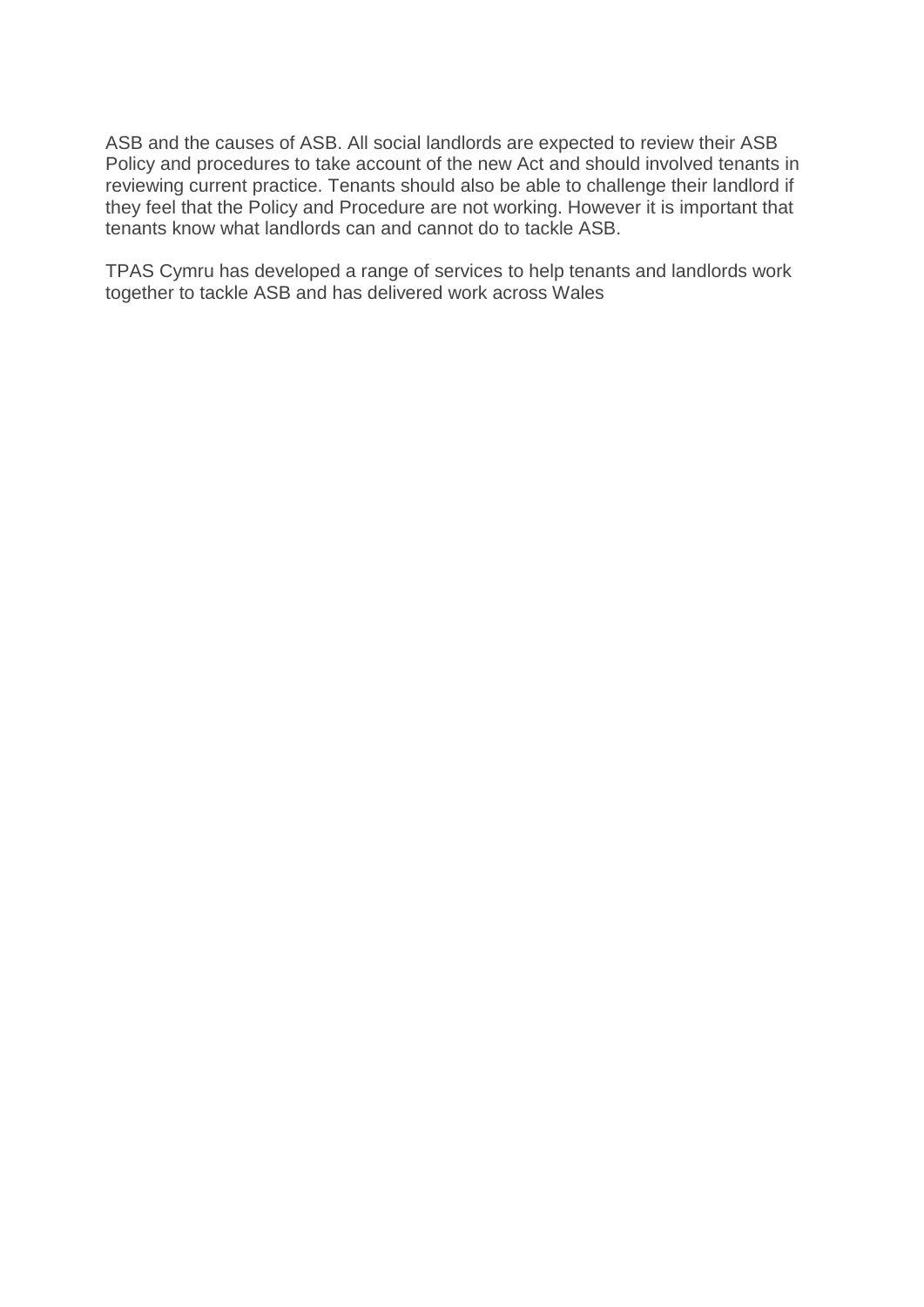ASB and the causes of ASB. All social landlords are expected to review their ASB Policy and procedures to take account of the new Act and should involved tenants in reviewing current practice. Tenants should also be able to challenge their landlord if they feel that the Policy and Procedure are not working. However it is important that tenants know what landlords can and cannot do to tackle ASB.

TPAS Cymru has developed a range of services to help tenants and landlords work together to tackle ASB and has delivered work across Wales